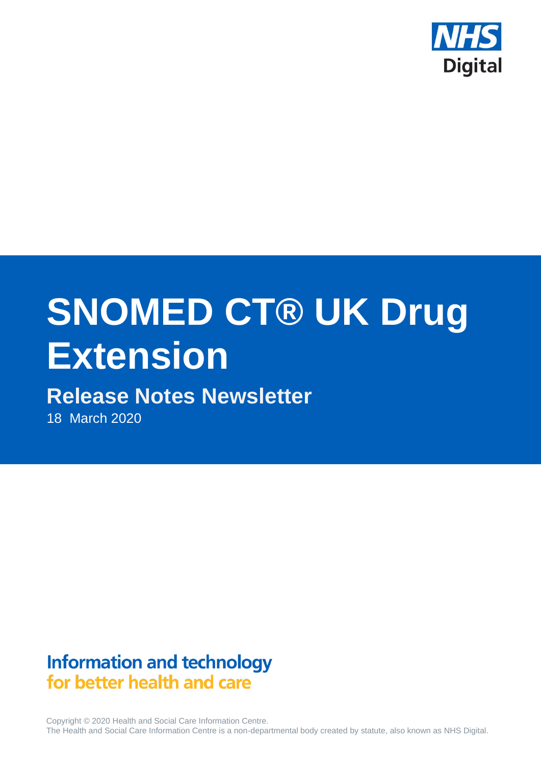NHS Digital

# SNOMED CT® UK Drug Extension

## Release Notes Newsletter

18 March 2020

**Information and technology**
**for better health and care**

Copyright © 2020 Health and Social Care Information Centre.
The Health and Social Care Information Centre is a non-departmental body created by statute, also known as NHS Digital.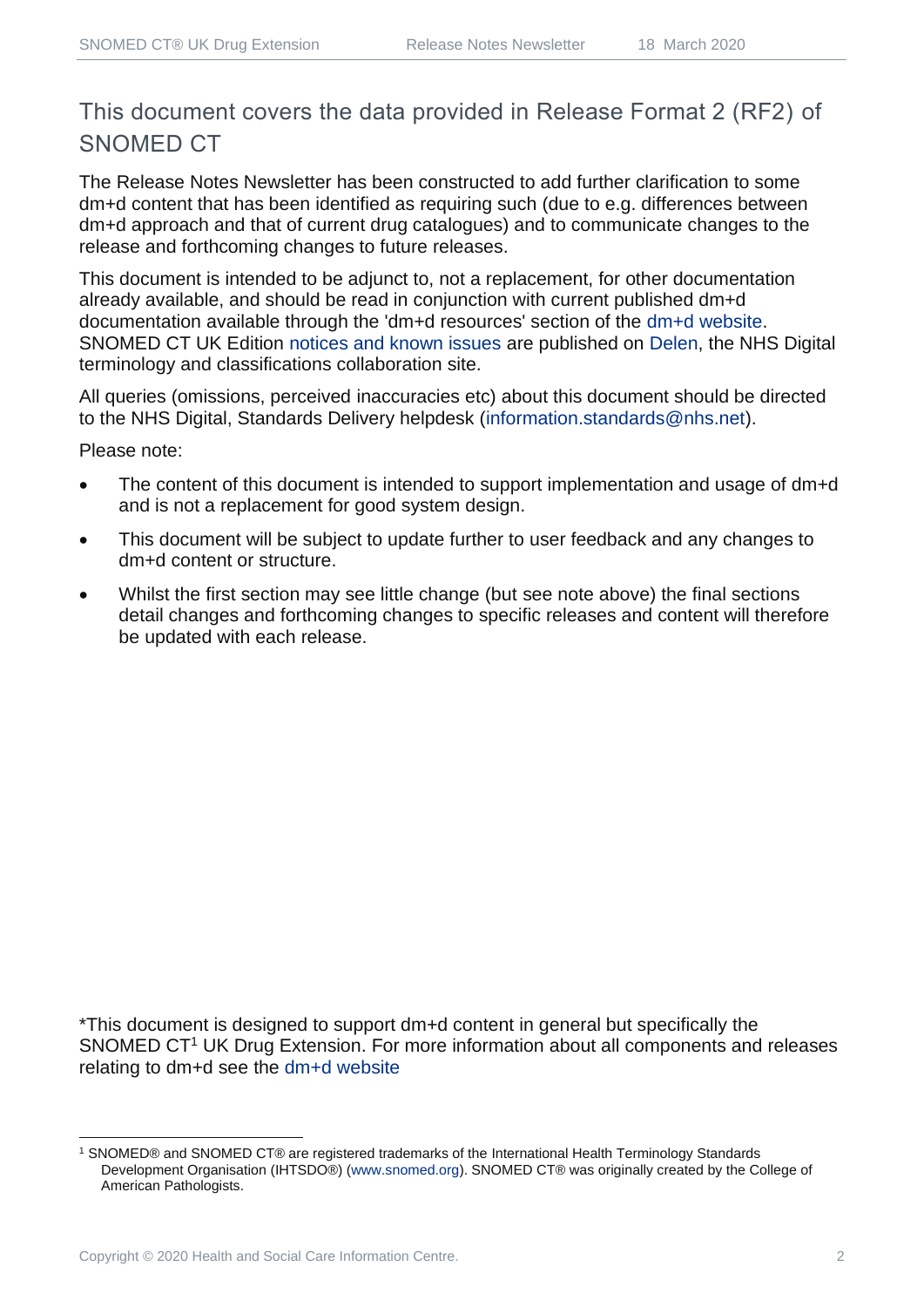## This document covers the data provided in Release Format 2 (RF2) of SNOMED CT

The Release Notes Newsletter has been constructed to add further clarification to some dm+d content that has been identified as requiring such (due to e.g. differences between dm+d approach and that of current drug catalogues) and to communicate changes to the release and forthcoming changes to future releases.

This document is intended to be adjunct to, not a replacement, for other documentation already available, and should be read in conjunction with current published dm+d documentation available through the 'dm+d resources' section of the dm+d website. SNOMED CT UK Edition notices and known issues are published on Delen, the NHS Digital terminology and classifications collaboration site.

All queries (omissions, perceived inaccuracies etc) about this document should be directed to the NHS Digital, Standards Delivery helpdesk (information.standards@nhs.net).

Please note:

- The content of this document is intended to support implementation and usage of dm+d and is not a replacement for good system design.
- This document will be subject to update further to user feedback and any changes to dm+d content or structure.
- Whilst the first section may see little change (but see note above) the final sections detail changes and forthcoming changes to specific releases and content will therefore be updated with each release.

*This document is designed to support dm+d content in general but specifically the SNOMED CT[1] UK Drug Extension. For more information about all components and releases relating to dm+d see the dm+d website

[1] SNOMED® and SNOMED CT® are registered trademarks of the International Health Terminology Standards Development Organisation (IHTSDO®) (www.snomed.org). SNOMED CT® was originally created by the College of American Pathologists.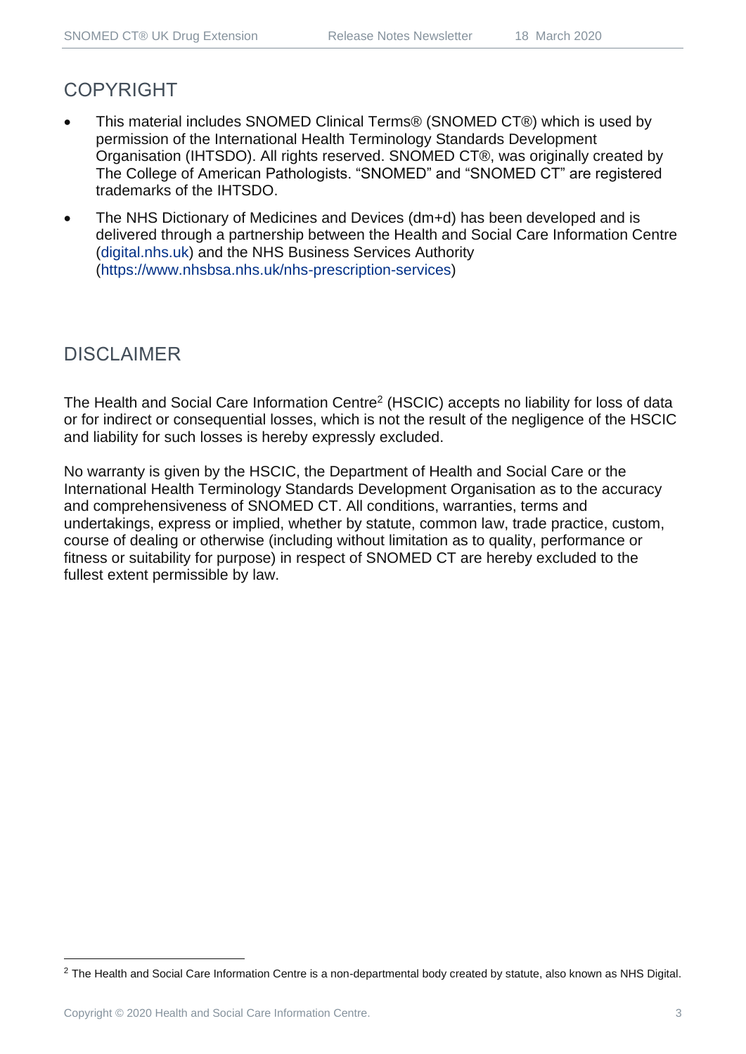## COPYRIGHT

- This material includes SNOMED Clinical Terms® (SNOMED CT®) which is used by permission of the International Health Terminology Standards Development Organisation (IHTSDO). All rights reserved. SNOMED CT®, was originally created by The College of American Pathologists. "SNOMED" and "SNOMED CT" are registered trademarks of the IHTSDO.
- The NHS Dictionary of Medicines and Devices (dm+d) has been developed and is delivered through a partnership between the Health and Social Care Information Centre (digital.nhs.uk) and the NHS Business Services Authority (https://www.nhsbsa.nhs.uk/nhs-prescription-services)

## DISCLAIMER

The Health and Social Care Information Centre[2] (HSCIC) accepts no liability for loss of data or for indirect or consequential losses, which is not the result of the negligence of the HSCIC and liability for such losses is hereby expressly excluded.

No warranty is given by the HSCIC, the Department of Health and Social Care or the International Health Terminology Standards Development Organisation as to the accuracy and comprehensiveness of SNOMED CT. All conditions, warranties, terms and undertakings, express or implied, whether by statute, common law, trade practice, custom, course of dealing or otherwise (including without limitation as to quality, performance or fitness or suitability for purpose) in respect of SNOMED CT are hereby excluded to the fullest extent permissible by law.

[2] The Health and Social Care Information Centre is a non-departmental body created by statute, also known as NHS Digital.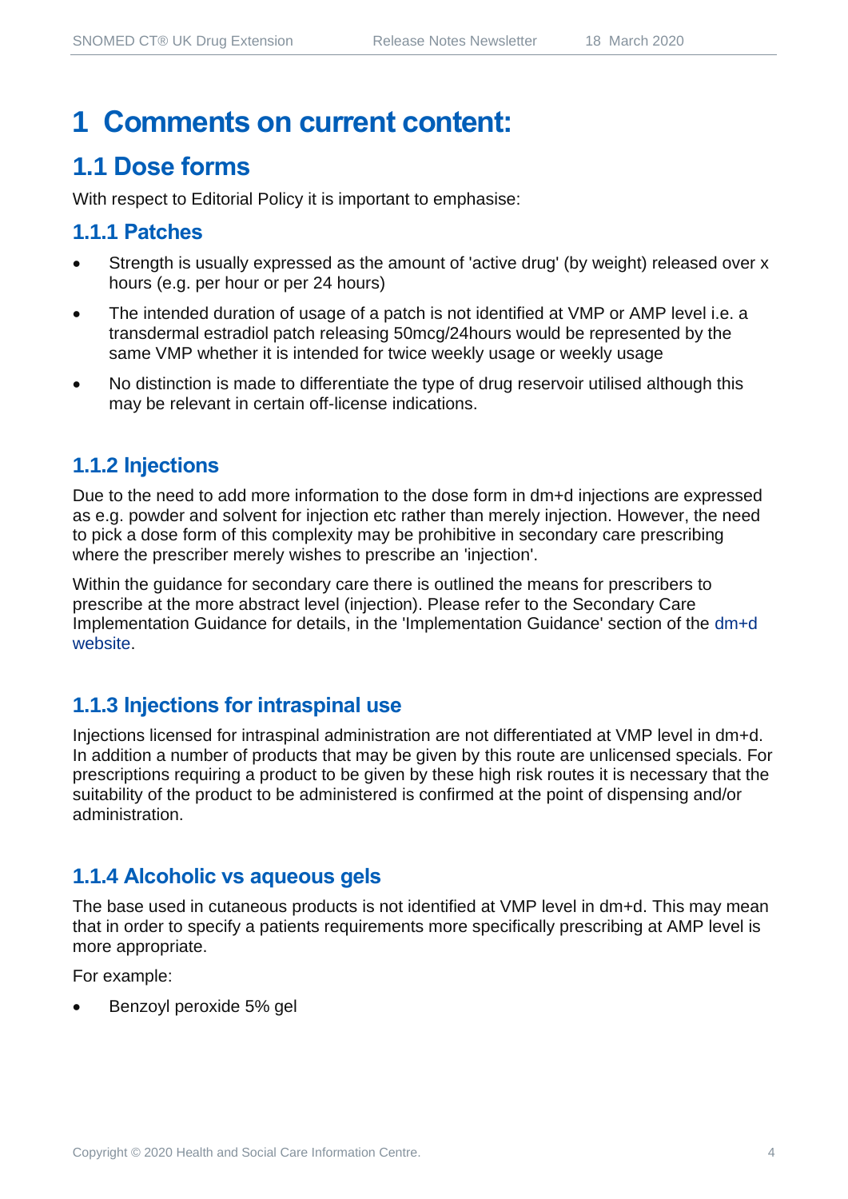# 1 Comments on current content:

## 1.1 Dose forms

With respect to Editorial Policy it is important to emphasise:

### 1.1.1 Patches

- Strength is usually expressed as the amount of 'active drug' (by weight) released over x hours (e.g. per hour or per 24 hours)
- The intended duration of usage of a patch is not identified at VMP or AMP level i.e. a transdermal estradiol patch releasing 50mcg/24hours would be represented by the same VMP whether it is intended for twice weekly usage or weekly usage
- No distinction is made to differentiate the type of drug reservoir utilised although this may be relevant in certain off-license indications.

### 1.1.2 Injections

Due to the need to add more information to the dose form in dm+d injections are expressed as e.g. powder and solvent for injection etc rather than merely injection. However, the need to pick a dose form of this complexity may be prohibitive in secondary care prescribing where the prescriber merely wishes to prescribe an 'injection'.

Within the guidance for secondary care there is outlined the means for prescribers to prescribe at the more abstract level (injection). Please refer to the Secondary Care Implementation Guidance for details, in the 'Implementation Guidance' section of the dm+d website.

### 1.1.3 Injections for intraspinal use

Injections licensed for intraspinal administration are not differentiated at VMP level in dm+d. In addition a number of products that may be given by this route are unlicensed specials. For prescriptions requiring a product to be given by these high risk routes it is necessary that the suitability of the product to be administered is confirmed at the point of dispensing and/or administration.

### 1.1.4 Alcoholic vs aqueous gels

The base used in cutaneous products is not identified at VMP level in dm+d. This may mean that in order to specify a patients requirements more specifically prescribing at AMP level is more appropriate.

For example:

- Benzoyl peroxide 5% gel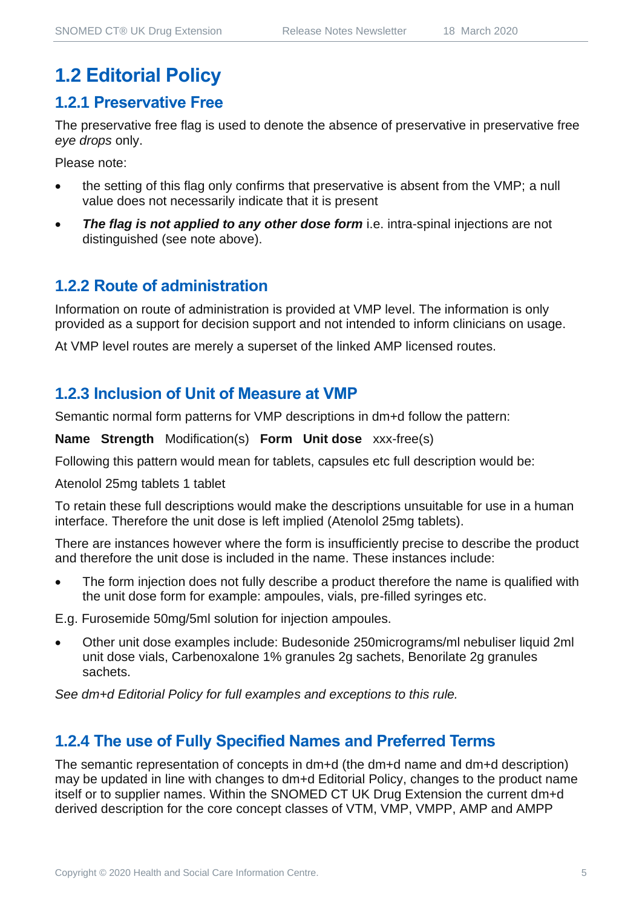# 1.2 Editorial Policy

## 1.2.1 Preservative Free

The preservative free flag is used to denote the absence of preservative in preservative free *eye drops* only.

Please note:

- the setting of this flag only confirms that preservative is absent from the VMP; a null value does not necessarily indicate that it is present
- ***The flag is not applied to any other dose form*** i.e. intra-spinal injections are not distinguished (see note above).

## 1.2.2 Route of administration

Information on route of administration is provided at VMP level. The information is only provided as a support for decision support and not intended to inform clinicians on usage.

At VMP level routes are merely a superset of the linked AMP licensed routes.

## 1.2.3 Inclusion of Unit of Measure at VMP

Semantic normal form patterns for VMP descriptions in dm+d follow the pattern:

**Name Strength** Modification(s) **Form Unit dose** xxx-free(s)

Following this pattern would mean for tablets, capsules etc full description would be:

Atenolol 25mg tablets 1 tablet

To retain these full descriptions would make the descriptions unsuitable for use in a human interface. Therefore the unit dose is left implied (Atenolol 25mg tablets).

There are instances however where the form is insufficiently precise to describe the product and therefore the unit dose is included in the name. These instances include:

- The form injection does not fully describe a product therefore the name is qualified with the unit dose form for example: ampoules, vials, pre-filled syringes etc.

E.g. Furosemide 50mg/5ml solution for injection ampoules.

- Other unit dose examples include: Budesonide 250micrograms/ml nebuliser liquid 2ml unit dose vials, Carbenoxalone 1% granules 2g sachets, Benorilate 2g granules sachets.

*See dm+d Editorial Policy for full examples and exceptions to this rule.*

## 1.2.4 The use of Fully Specified Names and Preferred Terms

The semantic representation of concepts in dm+d (the dm+d name and dm+d description) may be updated in line with changes to dm+d Editorial Policy, changes to the product name itself or to supplier names. Within the SNOMED CT UK Drug Extension the current dm+d derived description for the core concept classes of VTM, VMP, VMPP, AMP and AMPP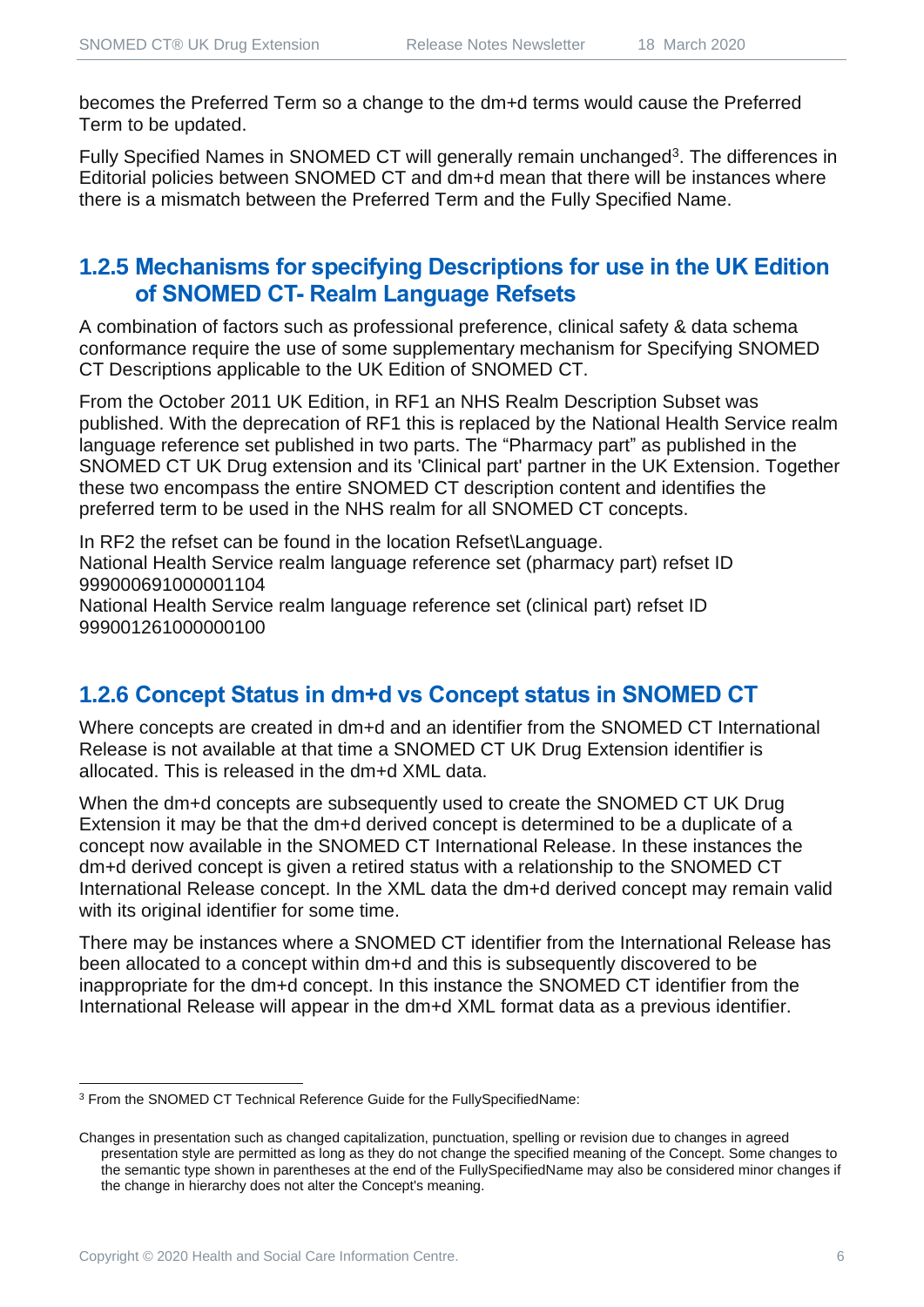becomes the Preferred Term so a change to the dm+d terms would cause the Preferred Term to be updated.

Fully Specified Names in SNOMED CT will generally remain unchanged[3]. The differences in Editorial policies between SNOMED CT and dm+d mean that there will be instances where there is a mismatch between the Preferred Term and the Fully Specified Name.

### 1.2.5 Mechanisms for specifying Descriptions for use in the UK Edition of SNOMED CT- Realm Language Refsets

A combination of factors such as professional preference, clinical safety & data schema conformance require the use of some supplementary mechanism for Specifying SNOMED CT Descriptions applicable to the UK Edition of SNOMED CT.

From the October 2011 UK Edition, in RF1 an NHS Realm Description Subset was published. With the deprecation of RF1 this is replaced by the National Health Service realm language reference set published in two parts. The "Pharmacy part" as published in the SNOMED CT UK Drug extension and its 'Clinical part' partner in the UK Extension. Together these two encompass the entire SNOMED CT description content and identifies the preferred term to be used in the NHS realm for all SNOMED CT concepts.

In RF2 the refset can be found in the location Refset\Language.
National Health Service realm language reference set (pharmacy part) refset ID 999000691000001104
National Health Service realm language reference set (clinical part) refset ID 999001261000000100

### 1.2.6 Concept Status in dm+d vs Concept status in SNOMED CT

Where concepts are created in dm+d and an identifier from the SNOMED CT International Release is not available at that time a SNOMED CT UK Drug Extension identifier is allocated. This is released in the dm+d XML data.

When the dm+d concepts are subsequently used to create the SNOMED CT UK Drug Extension it may be that the dm+d derived concept is determined to be a duplicate of a concept now available in the SNOMED CT International Release. In these instances the dm+d derived concept is given a retired status with a relationship to the SNOMED CT International Release concept. In the XML data the dm+d derived concept may remain valid with its original identifier for some time.

There may be instances where a SNOMED CT identifier from the International Release has been allocated to a concept within dm+d and this is subsequently discovered to be inappropriate for the dm+d concept. In this instance the SNOMED CT identifier from the International Release will appear in the dm+d XML format data as a previous identifier.

---

[3] From the SNOMED CT Technical Reference Guide for the FullySpecifiedName:

Changes in presentation such as changed capitalization, punctuation, spelling or revision due to changes in agreed presentation style are permitted as long as they do not change the specified meaning of the Concept. Some changes to the semantic type shown in parentheses at the end of the FullySpecifiedName may also be considered minor changes if the change in hierarchy does not alter the Concept's meaning.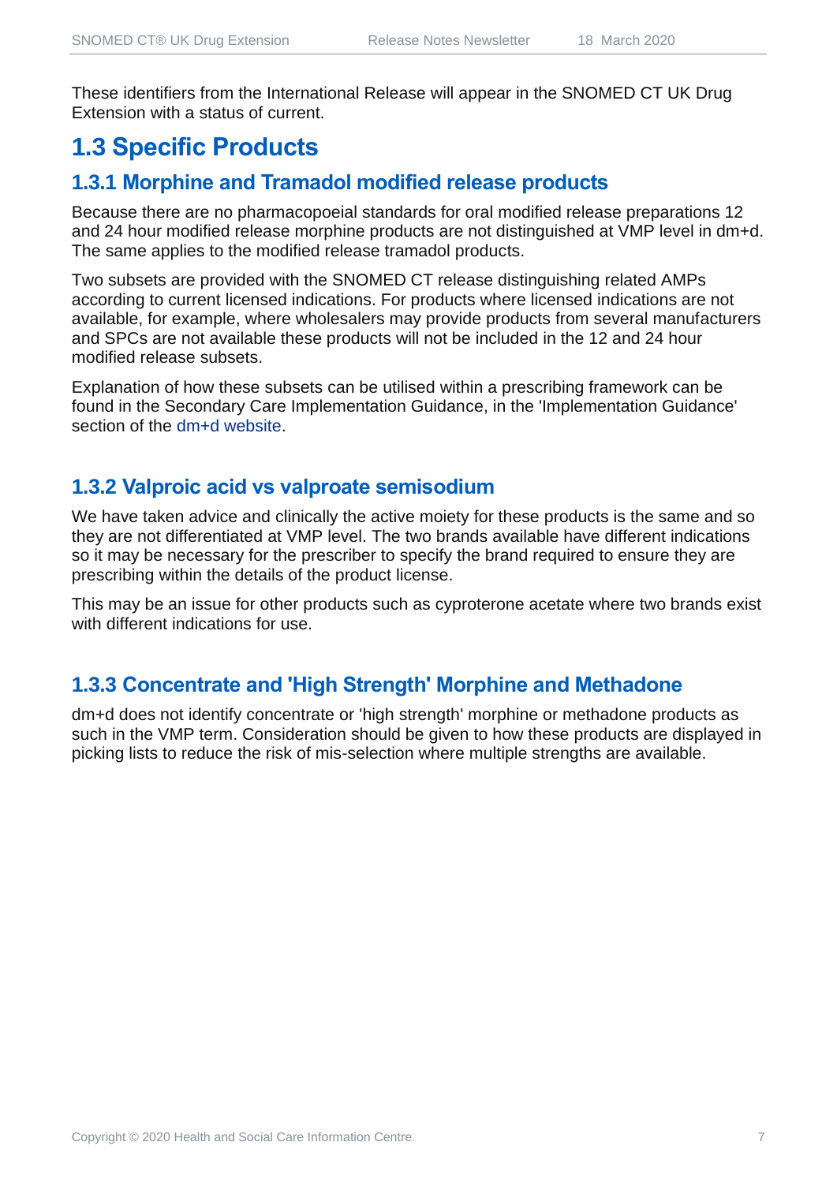These identifiers from the International Release will appear in the SNOMED CT UK Drug Extension with a status of current.

## 1.3 Specific Products

### 1.3.1 Morphine and Tramadol modified release products

Because there are no pharmacopoeial standards for oral modified release preparations 12 and 24 hour modified release morphine products are not distinguished at VMP level in dm+d. The same applies to the modified release tramadol products.

Two subsets are provided with the SNOMED CT release distinguishing related AMPs according to current licensed indications. For products where licensed indications are not available, for example, where wholesalers may provide products from several manufacturers and SPCs are not available these products will not be included in the 12 and 24 hour modified release subsets.

Explanation of how these subsets can be utilised within a prescribing framework can be found in the Secondary Care Implementation Guidance, in the 'Implementation Guidance' section of the dm+d website.

### 1.3.2 Valproic acid vs valproate semisodium

We have taken advice and clinically the active moiety for these products is the same and so they are not differentiated at VMP level. The two brands available have different indications so it may be necessary for the prescriber to specify the brand required to ensure they are prescribing within the details of the product license.

This may be an issue for other products such as cyproterone acetate where two brands exist with different indications for use.

### 1.3.3 Concentrate and 'High Strength' Morphine and Methadone

dm+d does not identify concentrate or 'high strength' morphine or methadone products as such in the VMP term. Consideration should be given to how these products are displayed in picking lists to reduce the risk of mis-selection where multiple strengths are available.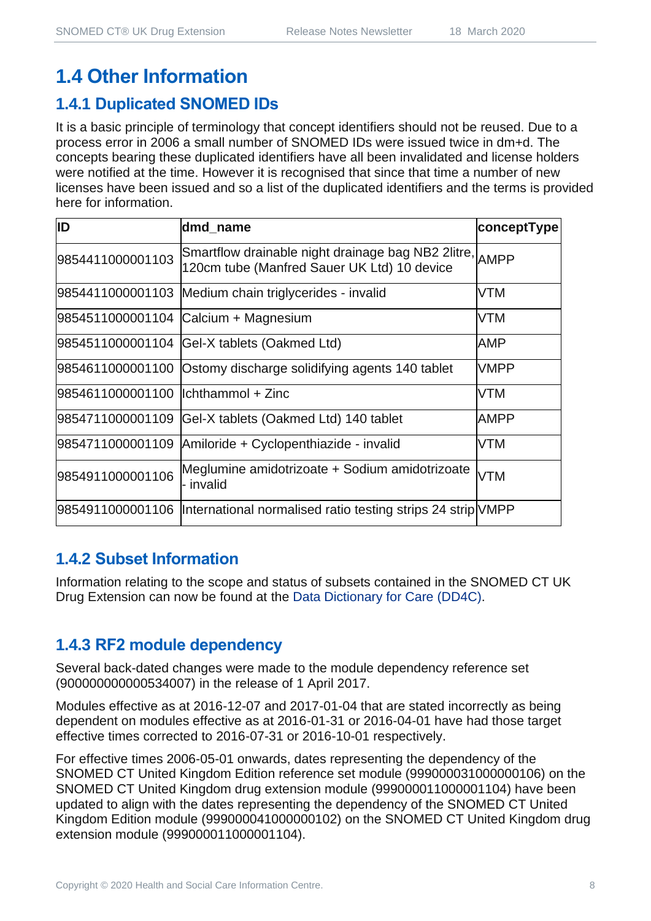# 1.4 Other Information

## 1.4.1 Duplicated SNOMED IDs

It is a basic principle of terminology that concept identifiers should not be reused. Due to a process error in 2006 a small number of SNOMED IDs were issued twice in dm+d. The concepts bearing these duplicated identifiers have all been invalidated and license holders were notified at the time. However it is recognised that since that time a number of new licenses have been issued and so a list of the duplicated identifiers and the terms is provided here for information.

| ID | dmd_name | conceptType |
|---|---|---|
| 9854411000001103 | Smartflow drainable night drainage bag NB2 2litre, 120cm tube (Manfred Sauer UK Ltd) 10 device | AMPP |
| 9854411000001103 | Medium chain triglycerides - invalid | VTM |
| 9854511000001104 | Calcium + Magnesium | VTM |
| 9854511000001104 | Gel-X tablets (Oakmed Ltd) | AMP |
| 9854611000001100 | Ostomy discharge solidifying agents 140 tablet | VMPP |
| 9854611000001100 | Ichthammol + Zinc | VTM |
| 9854711000001109 | Gel-X tablets (Oakmed Ltd) 140 tablet | AMPP |
| 9854711000001109 | Amiloride + Cyclopenthiazide - invalid | VTM |
| 9854911000001106 | Meglumine amidotrizoate + Sodium amidotrizoate - invalid | VTM |
| 9854911000001106 | International normalised ratio testing strips 24 strip | VMPP |

## 1.4.2 Subset Information

Information relating to the scope and status of subsets contained in the SNOMED CT UK Drug Extension can now be found at the Data Dictionary for Care (DD4C).

## 1.4.3 RF2 module dependency

Several back-dated changes were made to the module dependency reference set (900000000000534007) in the release of 1 April 2017.

Modules effective as at 2016-12-07 and 2017-01-04 that are stated incorrectly as being dependent on modules effective as at 2016-01-31 or 2016-04-01 have had those target effective times corrected to 2016-07-31 or 2016-10-01 respectively.

For effective times 2006-05-01 onwards, dates representing the dependency of the SNOMED CT United Kingdom Edition reference set module (999000031000000106) on the SNOMED CT United Kingdom drug extension module (999000011000001104) have been updated to align with the dates representing the dependency of the SNOMED CT United Kingdom Edition module (999000041000000102) on the SNOMED CT United Kingdom drug extension module (999000011000001104).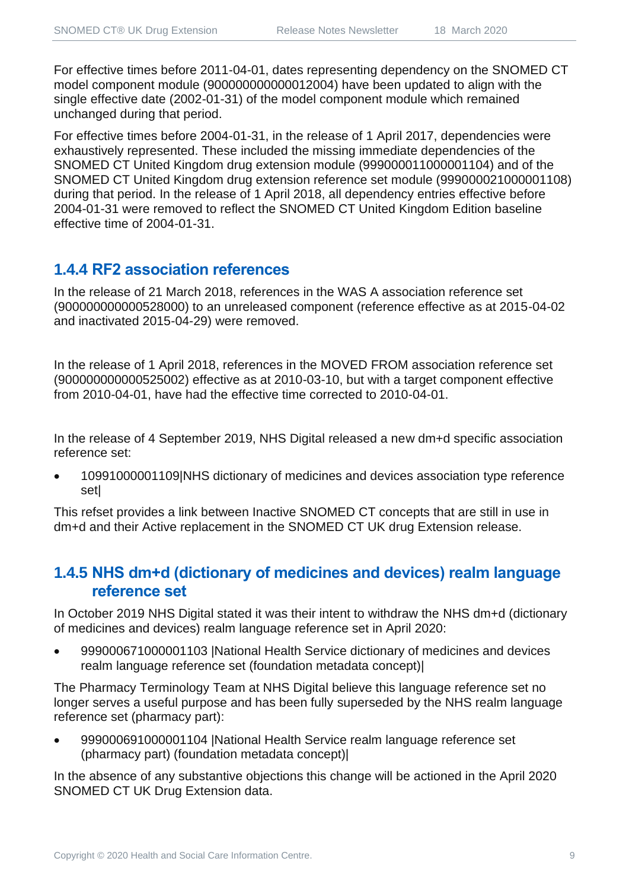For effective times before 2011-04-01, dates representing dependency on the SNOMED CT model component module (900000000000012004) have been updated to align with the single effective date (2002-01-31) of the model component module which remained unchanged during that period.

For effective times before 2004-01-31, in the release of 1 April 2017, dependencies were exhaustively represented. These included the missing immediate dependencies of the SNOMED CT United Kingdom drug extension module (999000011000001104) and of the SNOMED CT United Kingdom drug extension reference set module (999000021000001108) during that period. In the release of 1 April 2018, all dependency entries effective before 2004-01-31 were removed to reflect the SNOMED CT United Kingdom Edition baseline effective time of 2004-01-31.

### 1.4.4 RF2 association references

In the release of 21 March 2018, references in the WAS A association reference set (900000000000528000) to an unreleased component (reference effective as at 2015-04-02 and inactivated 2015-04-29) were removed.

In the release of 1 April 2018, references in the MOVED FROM association reference set (900000000000525002) effective as at 2010-03-10, but with a target component effective from 2010-04-01, have had the effective time corrected to 2010-04-01.

In the release of 4 September 2019, NHS Digital released a new dm+d specific association reference set:

- 10991000001109|NHS dictionary of medicines and devices association type reference set|

This refset provides a link between Inactive SNOMED CT concepts that are still in use in dm+d and their Active replacement in the SNOMED CT UK drug Extension release.

### 1.4.5 NHS dm+d (dictionary of medicines and devices) realm language reference set

In October 2019 NHS Digital stated it was their intent to withdraw the NHS dm+d (dictionary of medicines and devices) realm language reference set in April 2020:

- 999000671000001103 |National Health Service dictionary of medicines and devices realm language reference set (foundation metadata concept)|

The Pharmacy Terminology Team at NHS Digital believe this language reference set no longer serves a useful purpose and has been fully superseded by the NHS realm language reference set (pharmacy part):

- 999000691000001104 |National Health Service realm language reference set (pharmacy part) (foundation metadata concept)|

In the absence of any substantive objections this change will be actioned in the April 2020 SNOMED CT UK Drug Extension data.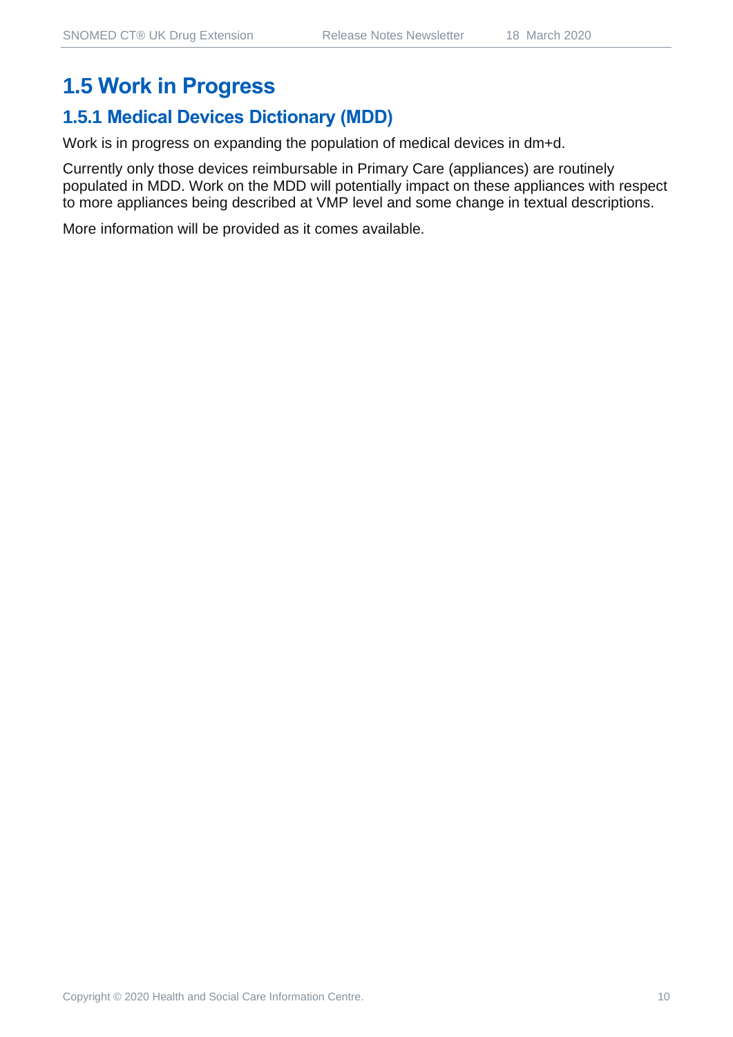## 1.5 Work in Progress

### 1.5.1 Medical Devices Dictionary (MDD)

Work is in progress on expanding the population of medical devices in dm+d.

Currently only those devices reimbursable in Primary Care (appliances) are routinely populated in MDD. Work on the MDD will potentially impact on these appliances with respect to more appliances being described at VMP level and some change in textual descriptions.

More information will be provided as it comes available.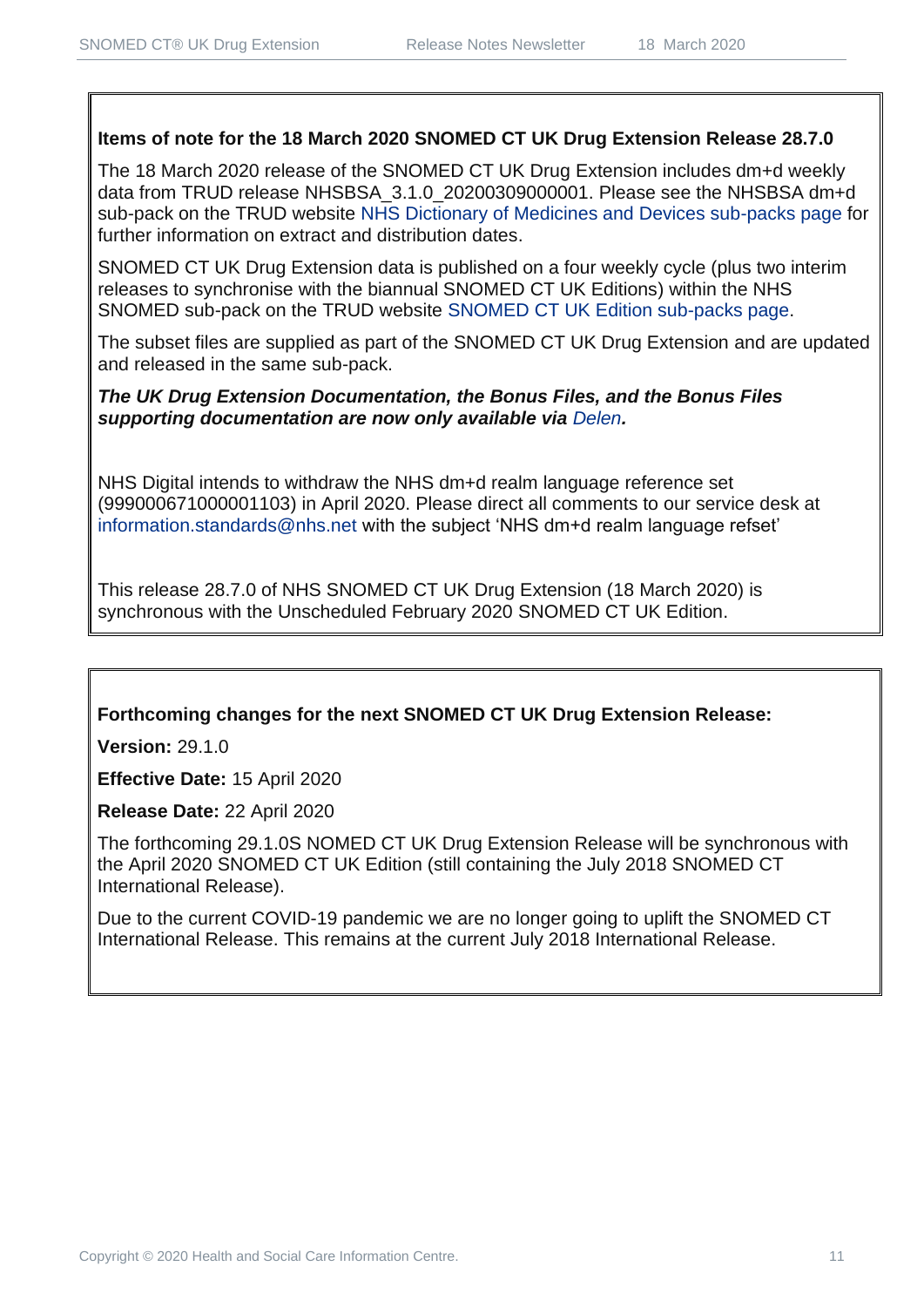**Items of note for the 18 March 2020 SNOMED CT UK Drug Extension Release 28.7.0**

The 18 March 2020 release of the SNOMED CT UK Drug Extension includes dm+d weekly data from TRUD release NHSBSA_3.1.0_20200309000001. Please see the NHSBSA dm+d sub-pack on the TRUD website NHS Dictionary of Medicines and Devices sub-packs page for further information on extract and distribution dates.

SNOMED CT UK Drug Extension data is published on a four weekly cycle (plus two interim releases to synchronise with the biannual SNOMED CT UK Editions) within the NHS SNOMED sub-pack on the TRUD website SNOMED CT UK Edition sub-packs page.

The subset files are supplied as part of the SNOMED CT UK Drug Extension and are updated and released in the same sub-pack.

***The UK Drug Extension Documentation, the Bonus Files, and the Bonus Files supporting documentation are now only available via Delen.***

NHS Digital intends to withdraw the NHS dm+d realm language reference set (999000671000001103) in April 2020. Please direct all comments to our service desk at information.standards@nhs.net with the subject 'NHS dm+d realm language refset'

This release 28.7.0 of NHS SNOMED CT UK Drug Extension (18 March 2020) is synchronous with the Unscheduled February 2020 SNOMED CT UK Edition.

**Forthcoming changes for the next SNOMED CT UK Drug Extension Release:**

**Version:** 29.1.0

**Effective Date:** 15 April 2020

**Release Date:** 22 April 2020

The forthcoming 29.1.0S NOMED CT UK Drug Extension Release will be synchronous with the April 2020 SNOMED CT UK Edition (still containing the July 2018 SNOMED CT International Release).

Due to the current COVID-19 pandemic we are no longer going to uplift the SNOMED CT International Release. This remains at the current July 2018 International Release.